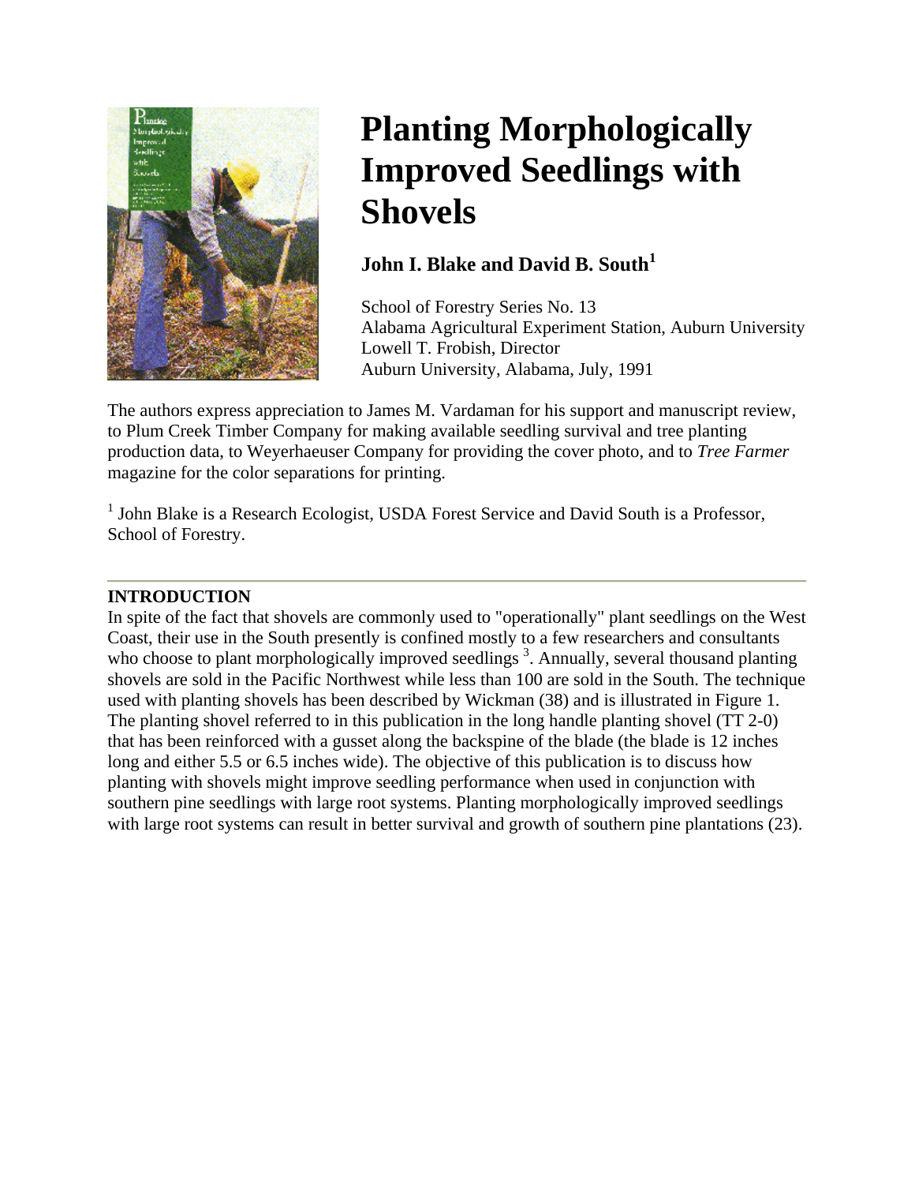# Planting Morphologically Improved Seedlings with Shovels

### John I. Blake and David B. South[1]

School of Forestry Series No. 13
Alabama Agricultural Experiment Station, Auburn University
Lowell T. Frobish, Director
Auburn University, Alabama, July, 1991

The authors express appreciation to James M. Vardaman for his support and manuscript review, to Plum Creek Timber Company for making available seedling survival and tree planting production data, to Weyerhaeuser Company for providing the cover photo, and to *Tree Farmer* magazine for the color separations for printing.

[1] John Blake is a Research Ecologist, USDA Forest Service and David South is a Professor, School of Forestry.

---

**INTRODUCTION**

In spite of the fact that shovels are commonly used to "operationally" plant seedlings on the West Coast, their use in the South presently is confined mostly to a few researchers and consultants who choose to plant morphologically improved seedlings [3]. Annually, several thousand planting shovels are sold in the Pacific Northwest while less than 100 are sold in the South. The technique used with planting shovels has been described by Wickman (38) and is illustrated in Figure 1. The planting shovel referred to in this publication in the long handle planting shovel (TT 2-0) that has been reinforced with a gusset along the backspine of the blade (the blade is 12 inches long and either 5.5 or 6.5 inches wide). The objective of this publication is to discuss how planting with shovels might improve seedling performance when used in conjunction with southern pine seedlings with large root systems. Planting morphologically improved seedlings with large root systems can result in better survival and growth of southern pine plantations (23).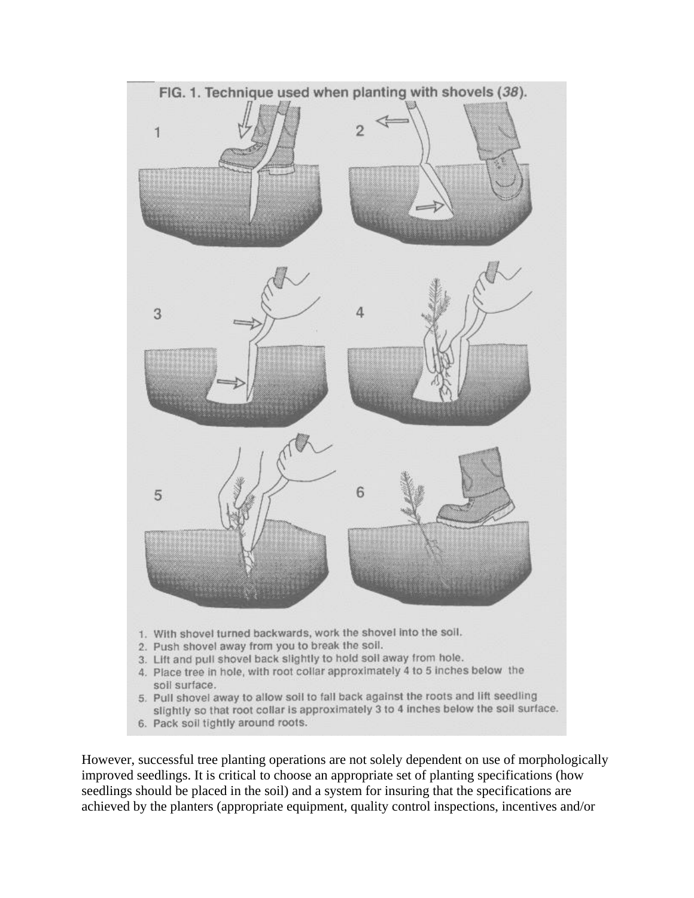FIG. 1. Technique used when planting with shovels (*38*).

1. With shovel turned backwards, work the shovel into the soil.
2. Push shovel away from you to break the soil.
3. Lift and pull shovel back slightly to hold soil away from hole.
4. Place tree in hole, with root collar approximately 4 to 5 inches below the soil surface.
5. Pull shovel away to allow soil to fall back against the roots and lift seedling slightly so that root collar is approximately 3 to 4 inches below the soil surface.
6. Pack soil tightly around roots.

However, successful tree planting operations are not solely dependent on use of morphologically improved seedlings. It is critical to choose an appropriate set of planting specifications (how seedlings should be placed in the soil) and a system for insuring that the specifications are achieved by the planters (appropriate equipment, quality control inspections, incentives and/or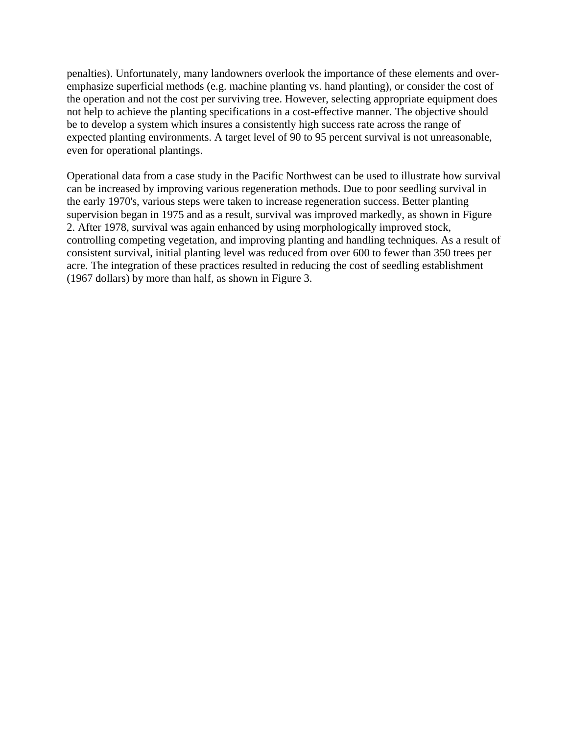penalties). Unfortunately, many landowners overlook the importance of these elements and over-emphasize superficial methods (e.g. machine planting vs. hand planting), or consider the cost of the operation and not the cost per surviving tree. However, selecting appropriate equipment does not help to achieve the planting specifications in a cost-effective manner. The objective should be to develop a system which insures a consistently high success rate across the range of expected planting environments. A target level of 90 to 95 percent survival is not unreasonable, even for operational plantings.

Operational data from a case study in the Pacific Northwest can be used to illustrate how survival can be increased by improving various regeneration methods. Due to poor seedling survival in the early 1970's, various steps were taken to increase regeneration success. Better planting supervision began in 1975 and as a result, survival was improved markedly, as shown in Figure 2. After 1978, survival was again enhanced by using morphologically improved stock, controlling competing vegetation, and improving planting and handling techniques. As a result of consistent survival, initial planting level was reduced from over 600 to fewer than 350 trees per acre. The integration of these practices resulted in reducing the cost of seedling establishment (1967 dollars) by more than half, as shown in Figure 3.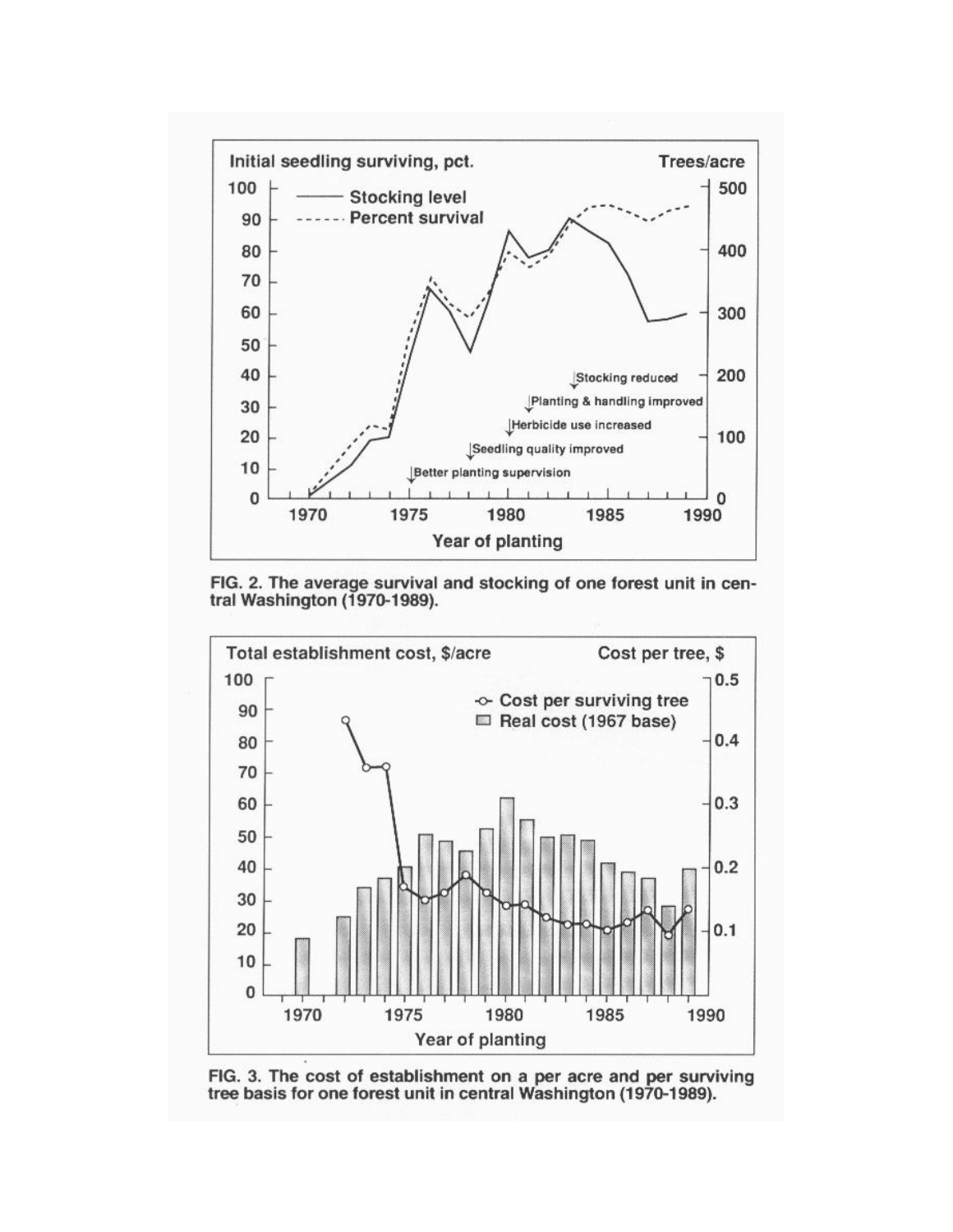FIG. 2. The average survival and stocking of one forest unit in central Washington (1970-1989).

FIG. 3. The cost of establishment on a per acre and per surviving tree basis for one forest unit in central Washington (1970-1989).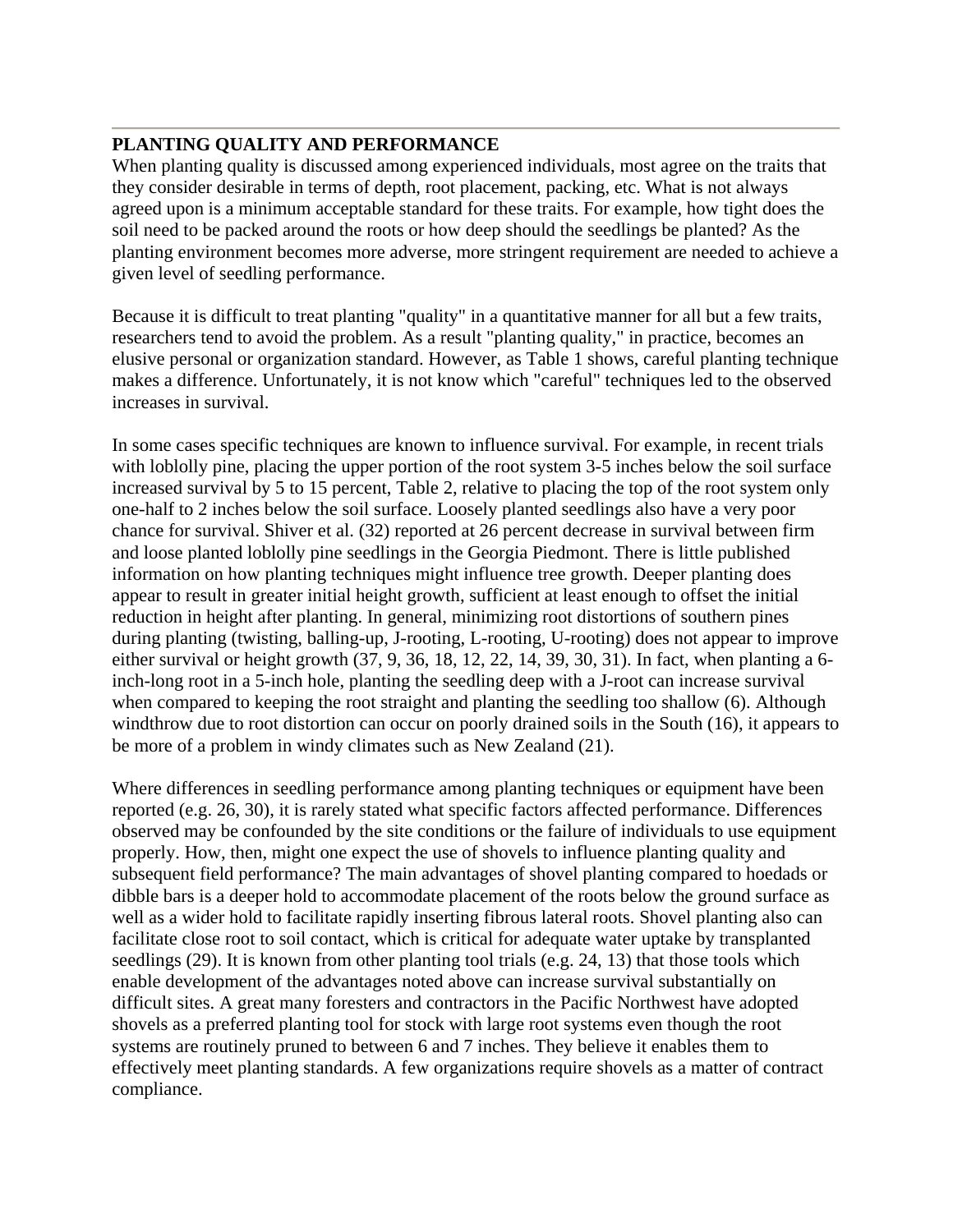## PLANTING QUALITY AND PERFORMANCE

When planting quality is discussed among experienced individuals, most agree on the traits that they consider desirable in terms of depth, root placement, packing, etc. What is not always agreed upon is a minimum acceptable standard for these traits. For example, how tight does the soil need to be packed around the roots or how deep should the seedlings be planted? As the planting environment becomes more adverse, more stringent requirement are needed to achieve a given level of seedling performance.

Because it is difficult to treat planting "quality" in a quantitative manner for all but a few traits, researchers tend to avoid the problem. As a result "planting quality," in practice, becomes an elusive personal or organization standard. However, as Table 1 shows, careful planting technique makes a difference. Unfortunately, it is not know which "careful" techniques led to the observed increases in survival.

In some cases specific techniques are known to influence survival. For example, in recent trials with loblolly pine, placing the upper portion of the root system 3-5 inches below the soil surface increased survival by 5 to 15 percent, Table 2, relative to placing the top of the root system only one-half to 2 inches below the soil surface. Loosely planted seedlings also have a very poor chance for survival. Shiver et al. (32) reported at 26 percent decrease in survival between firm and loose planted loblolly pine seedlings in the Georgia Piedmont. There is little published information on how planting techniques might influence tree growth. Deeper planting does appear to result in greater initial height growth, sufficient at least enough to offset the initial reduction in height after planting. In general, minimizing root distortions of southern pines during planting (twisting, balling-up, J-rooting, L-rooting, U-rooting) does not appear to improve either survival or height growth (37, 9, 36, 18, 12, 22, 14, 39, 30, 31). In fact, when planting a 6-inch-long root in a 5-inch hole, planting the seedling deep with a J-root can increase survival when compared to keeping the root straight and planting the seedling too shallow (6). Although windthrow due to root distortion can occur on poorly drained soils in the South (16), it appears to be more of a problem in windy climates such as New Zealand (21).

Where differences in seedling performance among planting techniques or equipment have been reported (e.g. 26, 30), it is rarely stated what specific factors affected performance. Differences observed may be confounded by the site conditions or the failure of individuals to use equipment properly. How, then, might one expect the use of shovels to influence planting quality and subsequent field performance? The main advantages of shovel planting compared to hoedads or dibble bars is a deeper hold to accommodate placement of the roots below the ground surface as well as a wider hold to facilitate rapidly inserting fibrous lateral roots. Shovel planting also can facilitate close root to soil contact, which is critical for adequate water uptake by transplanted seedlings (29). It is known from other planting tool trials (e.g. 24, 13) that those tools which enable development of the advantages noted above can increase survival substantially on difficult sites. A great many foresters and contractors in the Pacific Northwest have adopted shovels as a preferred planting tool for stock with large root systems even though the root systems are routinely pruned to between 6 and 7 inches. They believe it enables them to effectively meet planting standards. A few organizations require shovels as a matter of contract compliance.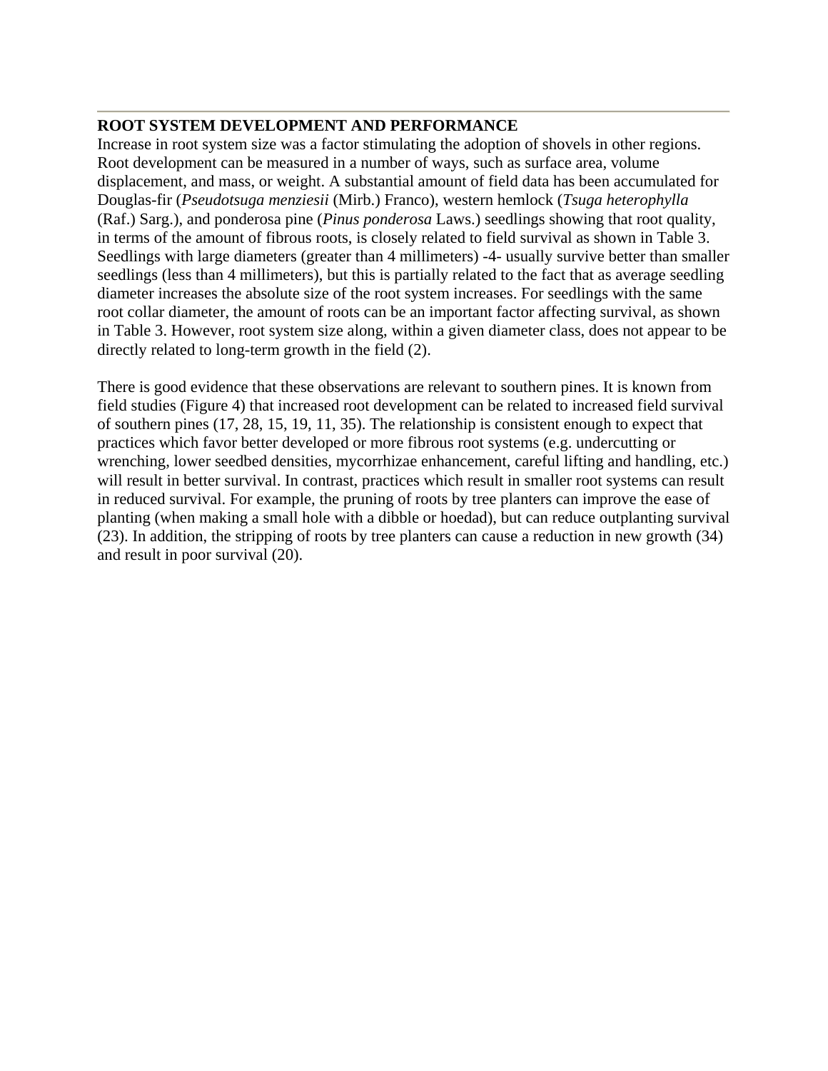**ROOT SYSTEM DEVELOPMENT AND PERFORMANCE**

Increase in root system size was a factor stimulating the adoption of shovels in other regions. Root development can be measured in a number of ways, such as surface area, volume displacement, and mass, or weight. A substantial amount of field data has been accumulated for Douglas-fir (*Pseudotsuga menziesii* (Mirb.) Franco), western hemlock (*Tsuga heterophylla* (Raf.) Sarg.), and ponderosa pine (*Pinus ponderosa* Laws.) seedlings showing that root quality, in terms of the amount of fibrous roots, is closely related to field survival as shown in Table 3. Seedlings with large diameters (greater than 4 millimeters) -4- usually survive better than smaller seedlings (less than 4 millimeters), but this is partially related to the fact that as average seedling diameter increases the absolute size of the root system increases. For seedlings with the same root collar diameter, the amount of roots can be an important factor affecting survival, as shown in Table 3. However, root system size along, within a given diameter class, does not appear to be directly related to long-term growth in the field (2).

There is good evidence that these observations are relevant to southern pines. It is known from field studies (Figure 4) that increased root development can be related to increased field survival of southern pines (17, 28, 15, 19, 11, 35). The relationship is consistent enough to expect that practices which favor better developed or more fibrous root systems (e.g. undercutting or wrenching, lower seedbed densities, mycorrhizae enhancement, careful lifting and handling, etc.) will result in better survival. In contrast, practices which result in smaller root systems can result in reduced survival. For example, the pruning of roots by tree planters can improve the ease of planting (when making a small hole with a dibble or hoedad), but can reduce outplanting survival (23). In addition, the stripping of roots by tree planters can cause a reduction in new growth (34) and result in poor survival (20).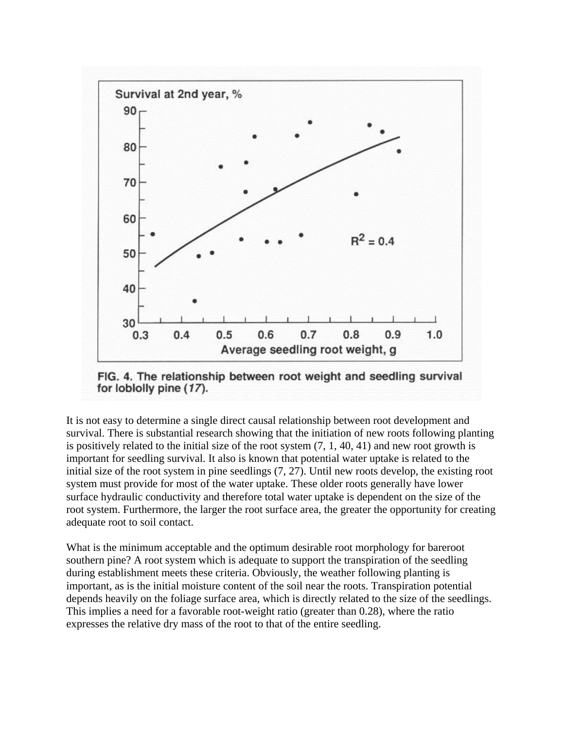FIG. 4. The relationship between root weight and seedling survival for loblolly pine (*17*).

It is not easy to determine a single direct causal relationship between root development and survival. There is substantial research showing that the initiation of new roots following planting is positively related to the initial size of the root system (7, 1, 40, 41) and new root growth is important for seedling survival. It also is known that potential water uptake is related to the initial size of the root system in pine seedlings (7, 27). Until new roots develop, the existing root system must provide for most of the water uptake. These older roots generally have lower surface hydraulic conductivity and therefore total water uptake is dependent on the size of the root system. Furthermore, the larger the root surface area, the greater the opportunity for creating adequate root to soil contact.

What is the minimum acceptable and the optimum desirable root morphology for bareroot southern pine? A root system which is adequate to support the transpiration of the seedling during establishment meets these criteria. Obviously, the weather following planting is important, as is the initial moisture content of the soil near the roots. Transpiration potential depends heavily on the foliage surface area, which is directly related to the size of the seedlings. This implies a need for a favorable root-weight ratio (greater than 0.28), where the ratio expresses the relative dry mass of the root to that of the entire seedling.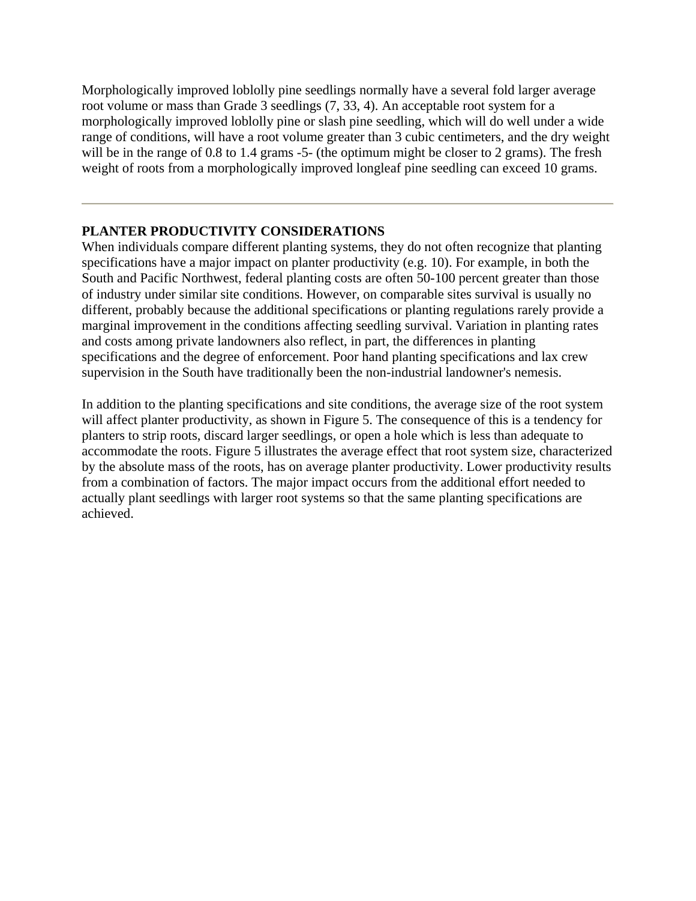Morphologically improved loblolly pine seedlings normally have a several fold larger average root volume or mass than Grade 3 seedlings (7, 33, 4). An acceptable root system for a morphologically improved loblolly pine or slash pine seedling, which will do well under a wide range of conditions, will have a root volume greater than 3 cubic centimeters, and the dry weight will be in the range of 0.8 to 1.4 grams -5- (the optimum might be closer to 2 grams). The fresh weight of roots from a morphologically improved longleaf pine seedling can exceed 10 grams.

---

**PLANTER PRODUCTIVITY CONSIDERATIONS**

When individuals compare different planting systems, they do not often recognize that planting specifications have a major impact on planter productivity (e.g. 10). For example, in both the South and Pacific Northwest, federal planting costs are often 50-100 percent greater than those of industry under similar site conditions. However, on comparable sites survival is usually no different, probably because the additional specifications or planting regulations rarely provide a marginal improvement in the conditions affecting seedling survival. Variation in planting rates and costs among private landowners also reflect, in part, the differences in planting specifications and the degree of enforcement. Poor hand planting specifications and lax crew supervision in the South have traditionally been the non-industrial landowner's nemesis.

In addition to the planting specifications and site conditions, the average size of the root system will affect planter productivity, as shown in Figure 5. The consequence of this is a tendency for planters to strip roots, discard larger seedlings, or open a hole which is less than adequate to accommodate the roots. Figure 5 illustrates the average effect that root system size, characterized by the absolute mass of the roots, has on average planter productivity. Lower productivity results from a combination of factors. The major impact occurs from the additional effort needed to actually plant seedlings with larger root systems so that the same planting specifications are achieved.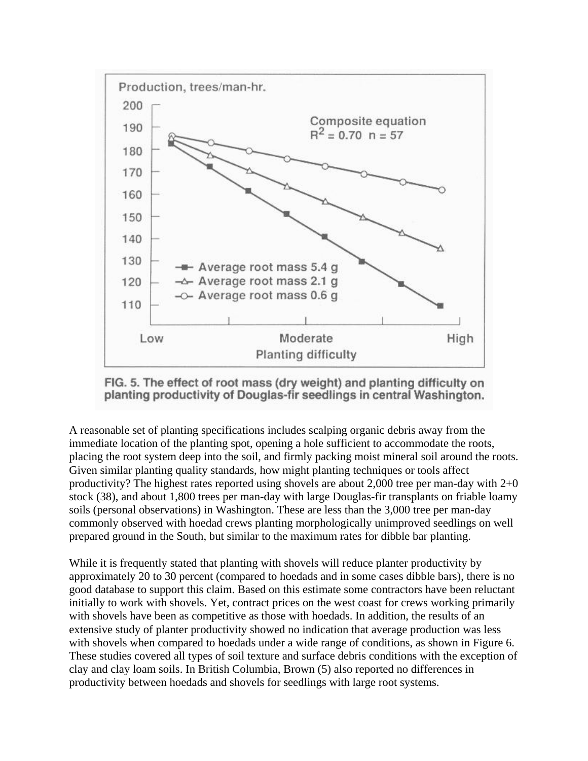FIG. 5. The effect of root mass (dry weight) and planting difficulty on planting productivity of Douglas-fir seedlings in central Washington.

A reasonable set of planting specifications includes scalping organic debris away from the immediate location of the planting spot, opening a hole sufficient to accommodate the roots, placing the root system deep into the soil, and firmly packing moist mineral soil around the roots. Given similar planting quality standards, how might planting techniques or tools affect productivity? The highest rates reported using shovels are about 2,000 tree per man-day with 2+0 stock (38), and about 1,800 trees per man-day with large Douglas-fir transplants on friable loamy soils (personal observations) in Washington. These are less than the 3,000 tree per man-day commonly observed with hoedad crews planting morphologically unimproved seedlings on well prepared ground in the South, but similar to the maximum rates for dibble bar planting.

While it is frequently stated that planting with shovels will reduce planter productivity by approximately 20 to 30 percent (compared to hoedads and in some cases dibble bars), there is no good database to support this claim. Based on this estimate some contractors have been reluctant initially to work with shovels. Yet, contract prices on the west coast for crews working primarily with shovels have been as competitive as those with hoedads. In addition, the results of an extensive study of planter productivity showed no indication that average production was less with shovels when compared to hoedads under a wide range of conditions, as shown in Figure 6. These studies covered all types of soil texture and surface debris conditions with the exception of clay and clay loam soils. In British Columbia, Brown (5) also reported no differences in productivity between hoedads and shovels for seedlings with large root systems.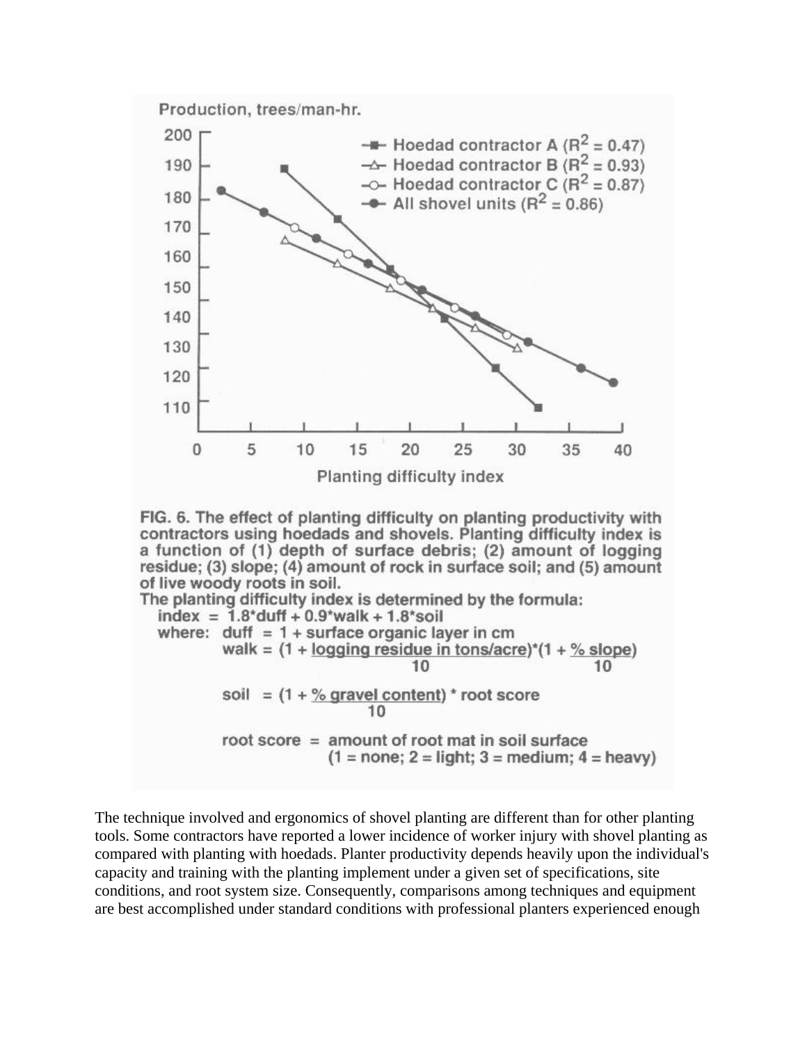FIG. 6. The effect of planting difficulty on planting productivity with contractors using hoedads and shovels. Planting difficulty index is a function of (1) depth of surface debris; (2) amount of logging residue; (3) slope; (4) amount of rock in surface soil; and (5) amount of live woody roots in soil.

The planting difficulty index is determined by the formula:

$$\text{index} = 1.8 \cdot \text{duff} + 0.9 \cdot \text{walk} + 1.8 \cdot \text{soil}$$

where:

$$\text{duff} = 1 + \text{surface organic layer in cm}$$

$$\text{walk} = \left(1 + \frac{\text{logging residue in tons/acre}}{10}\right) \cdot \left(1 + \frac{\text{\% slope}}{10}\right)$$

$$\text{soil} = \left(1 + \frac{\text{\% gravel content}}{10}\right) \cdot \text{root score}$$

root score = amount of root mat in soil surface (1 = none; 2 = light; 3 = medium; 4 = heavy)

The technique involved and ergonomics of shovel planting are different than for other planting tools. Some contractors have reported a lower incidence of worker injury with shovel planting as compared with planting with hoedads. Planter productivity depends heavily upon the individual's capacity and training with the planting implement under a given set of specifications, site conditions, and root system size. Consequently, comparisons among techniques and equipment are best accomplished under standard conditions with professional planters experienced enough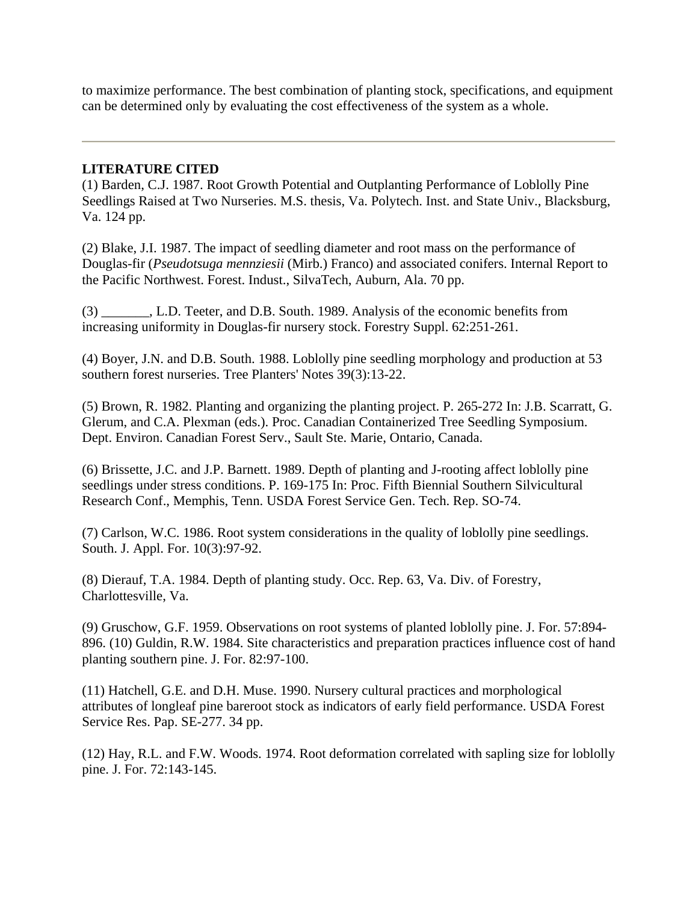to maximize performance. The best combination of planting stock, specifications, and equipment can be determined only by evaluating the cost effectiveness of the system as a whole.

---

**LITERATURE CITED**

(1) Barden, C.J. 1987. Root Growth Potential and Outplanting Performance of Loblolly Pine Seedlings Raised at Two Nurseries. M.S. thesis, Va. Polytech. Inst. and State Univ., Blacksburg, Va. 124 pp.

(2) Blake, J.I. 1987. The impact of seedling diameter and root mass on the performance of Douglas-fir (*Pseudotsuga mennziesii* (Mirb.) Franco) and associated conifers. Internal Report to the Pacific Northwest. Forest. Indust., SilvaTech, Auburn, Ala. 70 pp.

(3) _______, L.D. Teeter, and D.B. South. 1989. Analysis of the economic benefits from increasing uniformity in Douglas-fir nursery stock. Forestry Suppl. 62:251-261.

(4) Boyer, J.N. and D.B. South. 1988. Loblolly pine seedling morphology and production at 53 southern forest nurseries. Tree Planters' Notes 39(3):13-22.

(5) Brown, R. 1982. Planting and organizing the planting project. P. 265-272 In: J.B. Scarratt, G. Glerum, and C.A. Plexman (eds.). Proc. Canadian Containerized Tree Seedling Symposium. Dept. Environ. Canadian Forest Serv., Sault Ste. Marie, Ontario, Canada.

(6) Brissette, J.C. and J.P. Barnett. 1989. Depth of planting and J-rooting affect loblolly pine seedlings under stress conditions. P. 169-175 In: Proc. Fifth Biennial Southern Silvicultural Research Conf., Memphis, Tenn. USDA Forest Service Gen. Tech. Rep. SO-74.

(7) Carlson, W.C. 1986. Root system considerations in the quality of loblolly pine seedlings. South. J. Appl. For. 10(3):97-92.

(8) Dierauf, T.A. 1984. Depth of planting study. Occ. Rep. 63, Va. Div. of Forestry, Charlottesville, Va.

(9) Gruschow, G.F. 1959. Observations on root systems of planted loblolly pine. J. For. 57:894-896. (10) Guldin, R.W. 1984. Site characteristics and preparation practices influence cost of hand planting southern pine. J. For. 82:97-100.

(11) Hatchell, G.E. and D.H. Muse. 1990. Nursery cultural practices and morphological attributes of longleaf pine bareroot stock as indicators of early field performance. USDA Forest Service Res. Pap. SE-277. 34 pp.

(12) Hay, R.L. and F.W. Woods. 1974. Root deformation correlated with sapling size for loblolly pine. J. For. 72:143-145.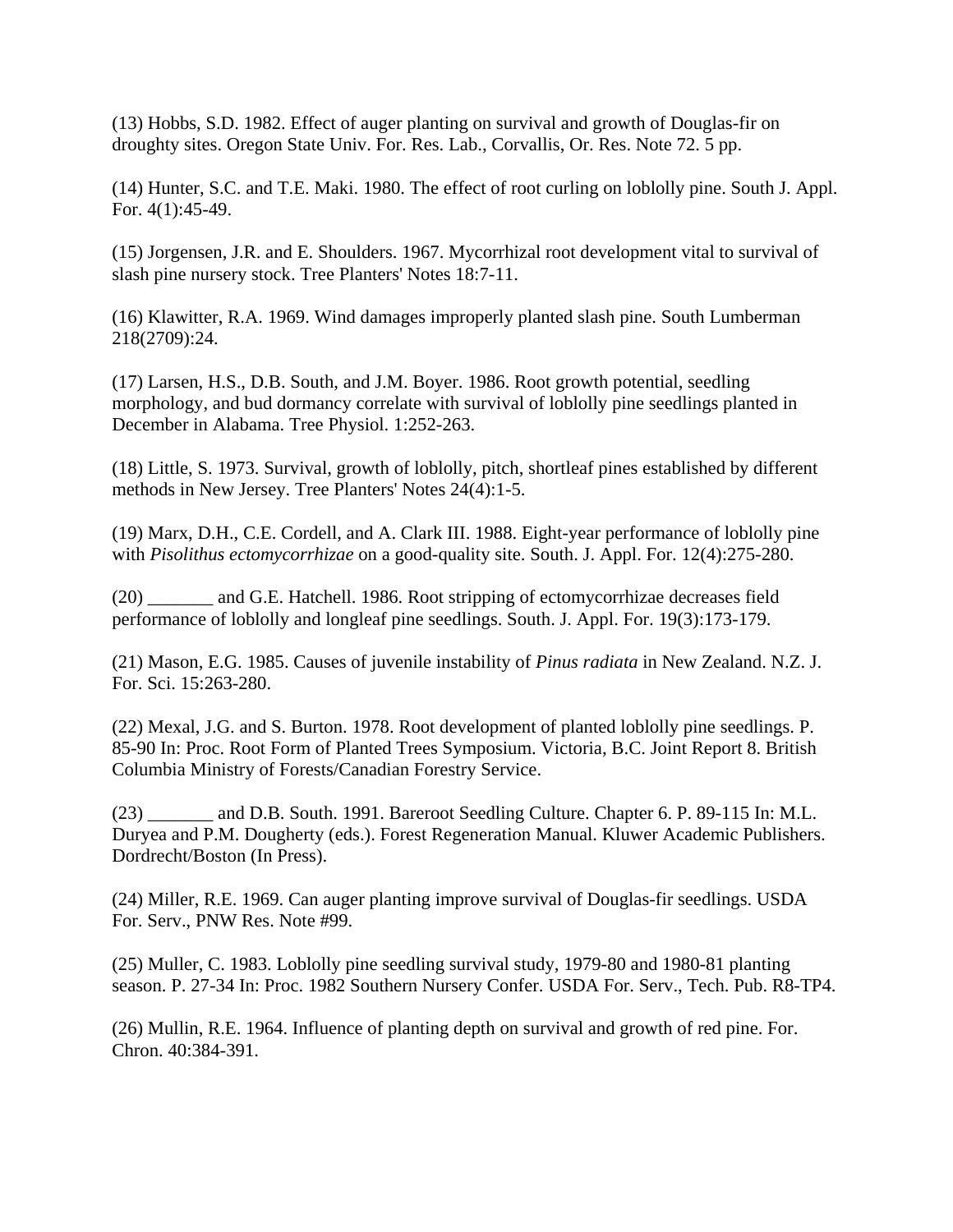(13) Hobbs, S.D. 1982. Effect of auger planting on survival and growth of Douglas-fir on droughty sites. Oregon State Univ. For. Res. Lab., Corvallis, Or. Res. Note 72. 5 pp.

(14) Hunter, S.C. and T.E. Maki. 1980. The effect of root curling on loblolly pine. South J. Appl. For. 4(1):45-49.

(15) Jorgensen, J.R. and E. Shoulders. 1967. Mycorrhizal root development vital to survival of slash pine nursery stock. Tree Planters' Notes 18:7-11.

(16) Klawitter, R.A. 1969. Wind damages improperly planted slash pine. South Lumberman 218(2709):24.

(17) Larsen, H.S., D.B. South, and J.M. Boyer. 1986. Root growth potential, seedling morphology, and bud dormancy correlate with survival of loblolly pine seedlings planted in December in Alabama. Tree Physiol. 1:252-263.

(18) Little, S. 1973. Survival, growth of loblolly, pitch, shortleaf pines established by different methods in New Jersey. Tree Planters' Notes 24(4):1-5.

(19) Marx, D.H., C.E. Cordell, and A. Clark III. 1988. Eight-year performance of loblolly pine with *Pisolithus ectomycorrhizae* on a good-quality site. South. J. Appl. For. 12(4):275-280.

(20) _______ and G.E. Hatchell. 1986. Root stripping of ectomycorrhizae decreases field performance of loblolly and longleaf pine seedlings. South. J. Appl. For. 19(3):173-179.

(21) Mason, E.G. 1985. Causes of juvenile instability of *Pinus radiata* in New Zealand. N.Z. J. For. Sci. 15:263-280.

(22) Mexal, J.G. and S. Burton. 1978. Root development of planted loblolly pine seedlings. P. 85-90 In: Proc. Root Form of Planted Trees Symposium. Victoria, B.C. Joint Report 8. British Columbia Ministry of Forests/Canadian Forestry Service.

(23) _______ and D.B. South. 1991. Bareroot Seedling Culture. Chapter 6. P. 89-115 In: M.L. Duryea and P.M. Dougherty (eds.). Forest Regeneration Manual. Kluwer Academic Publishers. Dordrecht/Boston (In Press).

(24) Miller, R.E. 1969. Can auger planting improve survival of Douglas-fir seedlings. USDA For. Serv., PNW Res. Note #99.

(25) Muller, C. 1983. Loblolly pine seedling survival study, 1979-80 and 1980-81 planting season. P. 27-34 In: Proc. 1982 Southern Nursery Confer. USDA For. Serv., Tech. Pub. R8-TP4.

(26) Mullin, R.E. 1964. Influence of planting depth on survival and growth of red pine. For. Chron. 40:384-391.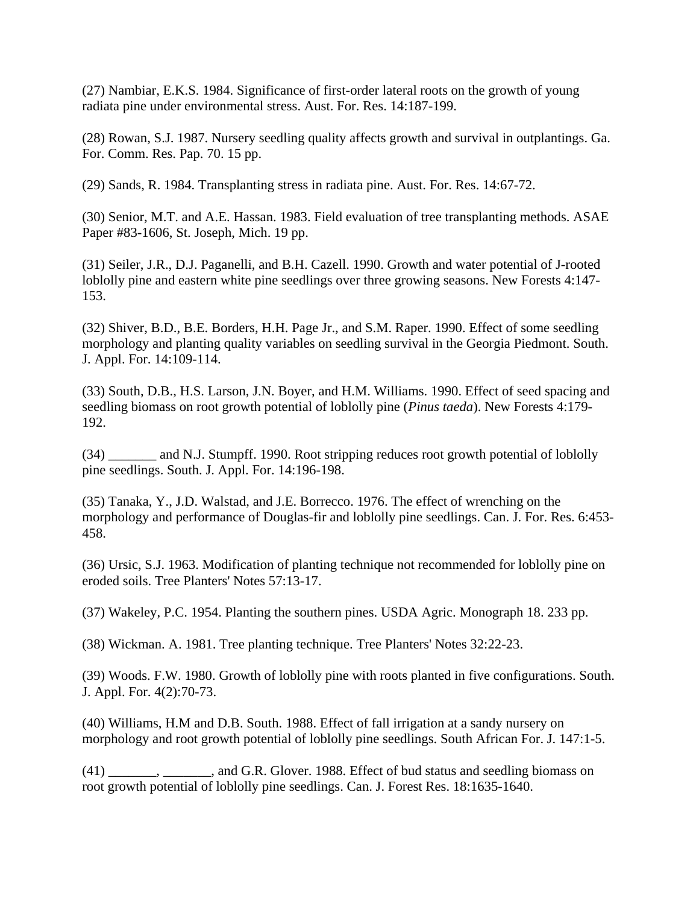(27) Nambiar, E.K.S. 1984. Significance of first-order lateral roots on the growth of young radiata pine under environmental stress. Aust. For. Res. 14:187-199.

(28) Rowan, S.J. 1987. Nursery seedling quality affects growth and survival in outplantings. Ga. For. Comm. Res. Pap. 70. 15 pp.

(29) Sands, R. 1984. Transplanting stress in radiata pine. Aust. For. Res. 14:67-72.

(30) Senior, M.T. and A.E. Hassan. 1983. Field evaluation of tree transplanting methods. ASAE Paper #83-1606, St. Joseph, Mich. 19 pp.

(31) Seiler, J.R., D.J. Paganelli, and B.H. Cazell. 1990. Growth and water potential of J-rooted loblolly pine and eastern white pine seedlings over three growing seasons. New Forests 4:147-153.

(32) Shiver, B.D., B.E. Borders, H.H. Page Jr., and S.M. Raper. 1990. Effect of some seedling morphology and planting quality variables on seedling survival in the Georgia Piedmont. South. J. Appl. For. 14:109-114.

(33) South, D.B., H.S. Larson, J.N. Boyer, and H.M. Williams. 1990. Effect of seed spacing and seedling biomass on root growth potential of loblolly pine (*Pinus taeda*). New Forests 4:179-192.

(34) _______ and N.J. Stumpff. 1990. Root stripping reduces root growth potential of loblolly pine seedlings. South. J. Appl. For. 14:196-198.

(35) Tanaka, Y., J.D. Walstad, and J.E. Borrecco. 1976. The effect of wrenching on the morphology and performance of Douglas-fir and loblolly pine seedlings. Can. J. For. Res. 6:453-458.

(36) Ursic, S.J. 1963. Modification of planting technique not recommended for loblolly pine on eroded soils. Tree Planters' Notes 57:13-17.

(37) Wakeley, P.C. 1954. Planting the southern pines. USDA Agric. Monograph 18. 233 pp.

(38) Wickman. A. 1981. Tree planting technique. Tree Planters' Notes 32:22-23.

(39) Woods. F.W. 1980. Growth of loblolly pine with roots planted in five configurations. South. J. Appl. For. 4(2):70-73.

(40) Williams, H.M and D.B. South. 1988. Effect of fall irrigation at a sandy nursery on morphology and root growth potential of loblolly pine seedlings. South African For. J. 147:1-5.

(41) _______, _______, and G.R. Glover. 1988. Effect of bud status and seedling biomass on root growth potential of loblolly pine seedlings. Can. J. Forest Res. 18:1635-1640.